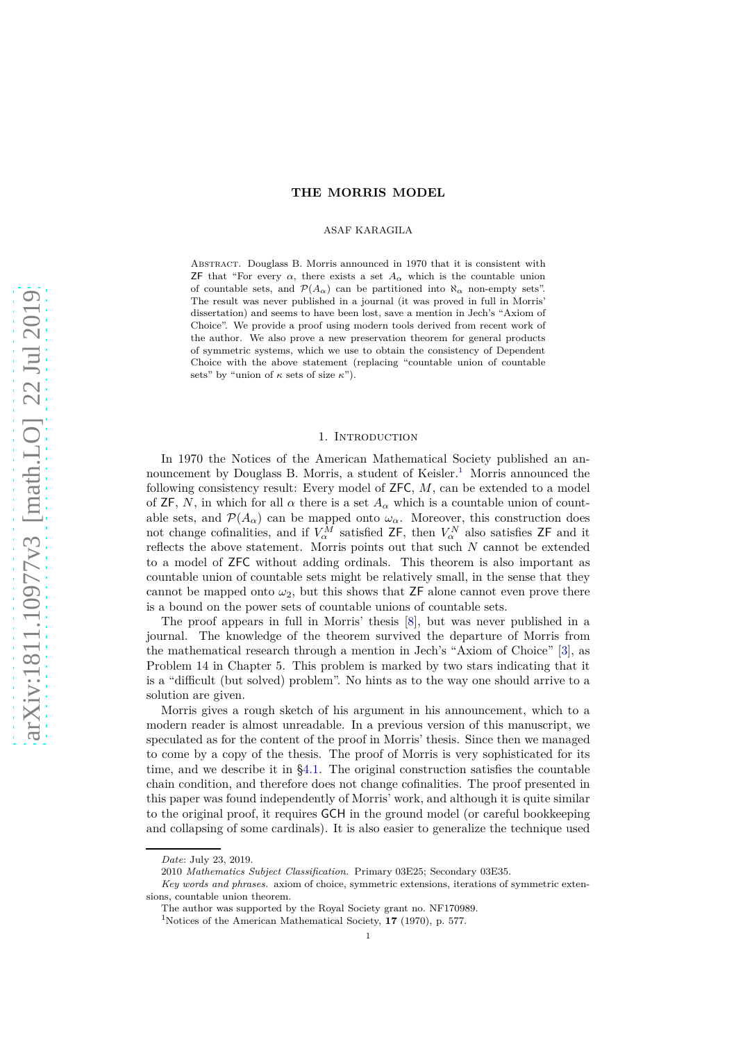# THE MORRIS MODEL

ASAF KARAGILA

Abstract. Douglass B. Morris announced in 1970 that it is consistent with ZF that "For every $\alpha$, there exists a set $A_\alpha$ which is the countable union of countable sets, and $\mathcal{P}(A_\alpha)$ can be partitioned into $\aleph_\alpha$ non-empty sets". The result was never published in a journal (it was proved in full in Morris' dissertation) and seems to have been lost, save a mention in Jech's "Axiom of Choice". We provide a proof using modern tools derived from recent work of the author. We also prove a new preservation theorem for general products of symmetric systems, which we use to obtain the consistency of Dependent Choice with the above statement (replacing "countable union of countable sets" by "union of $\kappa$ sets of size $\kappa$").

## 1. Introduction

In 1970 the Notices of the American Mathematical Society published an announcement by Douglass B. Morris, a student of Keisler.[1] Morris announced the following consistency result: Every model of ZFC, $M$, can be extended to a model of ZF, $N$, in which for all $\alpha$ there is a set $A_\alpha$ which is a countable union of countable sets, and $\mathcal{P}(A_\alpha)$ can be mapped onto $\omega_\alpha$. Moreover, this construction does not change cofinalities, and if $V_\alpha^M$ satisfied ZF, then $V_\alpha^N$ also satisfies ZF and it reflects the above statement. Morris points out that such $N$ cannot be extended to a model of ZFC without adding ordinals. This theorem is also important as countable union of countable sets might be relatively small, in the sense that they cannot be mapped onto $\omega_2$, but this shows that ZF alone cannot even prove there is a bound on the power sets of countable unions of countable sets.

The proof appears in full in Morris' thesis [8], but was never published in a journal. The knowledge of the theorem survived the departure of Morris from the mathematical research through a mention in Jech's "Axiom of Choice" [3], as Problem 14 in Chapter 5. This problem is marked by two stars indicating that it is a "difficult (but solved) problem". No hints as to the way one should arrive to a solution are given.

Morris gives a rough sketch of his argument in his announcement, which to a modern reader is almost unreadable. In a previous version of this manuscript, we speculated as for the content of the proof in Morris' thesis. Since then we managed to come by a copy of the thesis. The proof of Morris is very sophisticated for its time, and we describe it in §4.1. The original construction satisfies the countable chain condition, and therefore does not change cofinalities. The proof presented in this paper was found independently of Morris' work, and although it is quite similar to the original proof, it requires GCH in the ground model (or careful bookkeeping and collapsing of some cardinals). It is also easier to generalize the technique used

*Date*: July 23, 2019.

2010 *Mathematics Subject Classification.* Primary 03E25; Secondary 03E35.

*Key words and phrases.* axiom of choice, symmetric extensions, iterations of symmetric extensions, countable union theorem.

The author was supported by the Royal Society grant no. NF170989.

[1] Notices of the American Mathematical Society, **17** (1970), p. 577.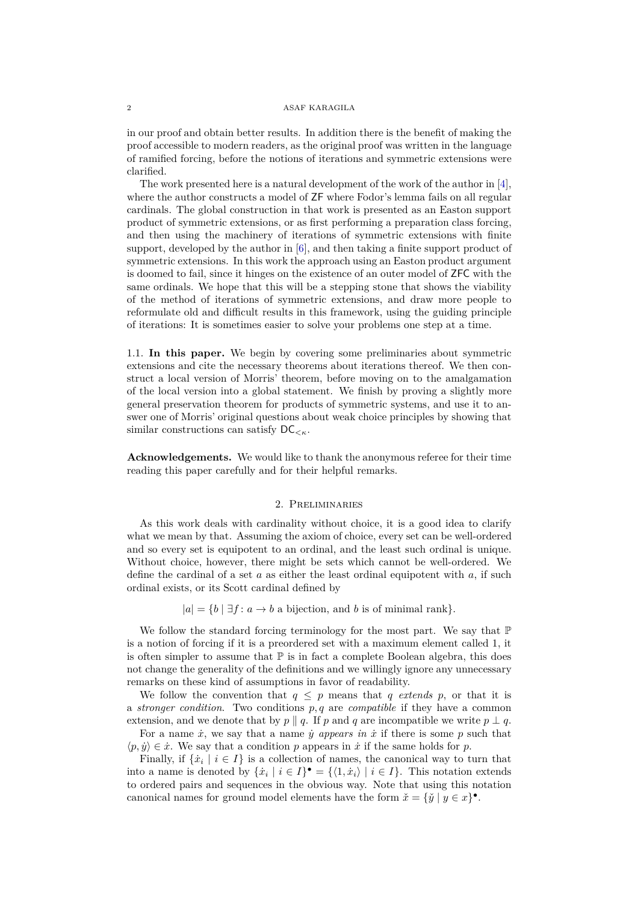in our proof and obtain better results. In addition there is the benefit of making the proof accessible to modern readers, as the original proof was written in the language of ramified forcing, before the notions of iterations and symmetric extensions were clarified.

The work presented here is a natural development of the work of the author in [4], where the author constructs a model of ZF where Fodor's lemma fails on all regular cardinals. The global construction in that work is presented as an Easton support product of symmetric extensions, or as first performing a preparation class forcing, and then using the machinery of iterations of symmetric extensions with finite support, developed by the author in [6], and then taking a finite support product of symmetric extensions. In this work the approach using an Easton product argument is doomed to fail, since it hinges on the existence of an outer model of ZFC with the same ordinals. We hope that this will be a stepping stone that shows the viability of the method of iterations of symmetric extensions, and draw more people to reformulate old and difficult results in this framework, using the guiding principle of iterations: It is sometimes easier to solve your problems one step at a time.

### 1.1. In this paper.

We begin by covering some preliminaries about symmetric extensions and cite the necessary theorems about iterations thereof. We then construct a local version of Morris' theorem, before moving on to the amalgamation of the local version into a global statement. We finish by proving a slightly more general preservation theorem for products of symmetric systems, and use it to answer one of Morris' original questions about weak choice principles by showing that similar constructions can satisfy $\mathsf{DC}_{<\kappa}$.

**Acknowledgements.** We would like to thank the anonymous referee for their time reading this paper carefully and for their helpful remarks.

## 2. Preliminaries

As this work deals with cardinality without choice, it is a good idea to clarify what we mean by that. Assuming the axiom of choice, every set can be well-ordered and so every set is equipotent to an ordinal, and the least such ordinal is unique. Without choice, however, there might be sets which cannot be well-ordered. We define the cardinal of a set $a$ as either the least ordinal equipotent with $a$, if such ordinal exists, or its Scott cardinal defined by

$$|a| = \{b \mid \exists f\colon a \to b \text{ a bijection, and } b \text{ is of minimal rank}\}.$$

We follow the standard forcing terminology for the most part. We say that $\mathbb{P}$ is a notion of forcing if it is a preordered set with a maximum element called 1, it is often simpler to assume that $\mathbb{P}$ is in fact a complete Boolean algebra, this does not change the generality of the definitions and we willingly ignore any unnecessary remarks on these kind of assumptions in favor of readability.

We follow the convention that $q \leq p$ means that $q$ *extends* $p$, or that it is a *stronger condition*. Two conditions $p, q$ are *compatible* if they have a common extension, and we denote that by $p \parallel q$. If $p$ and $q$ are incompatible we write $p \perp q$.

For a name $\dot{x}$, we say that a name $\dot{y}$ *appears in* $\dot{x}$ if there is some $p$ such that $\langle p, \dot{y}\rangle \in \dot{x}$. We say that a condition $p$ appears in $\dot{x}$ if the same holds for $p$.

Finally, if $\{\dot{x}_i \mid i \in I\}$ is a collection of names, the canonical way to turn that into a name is denoted by $\{\dot{x}_i \mid i \in I\}^\bullet = \{\langle 1, \dot{x}_i\rangle \mid i \in I\}$. This notation extends to ordered pairs and sequences in the obvious way. Note that using this notation canonical names for ground model elements have the form $\check{x} = \{\check{y} \mid y \in x\}^\bullet$.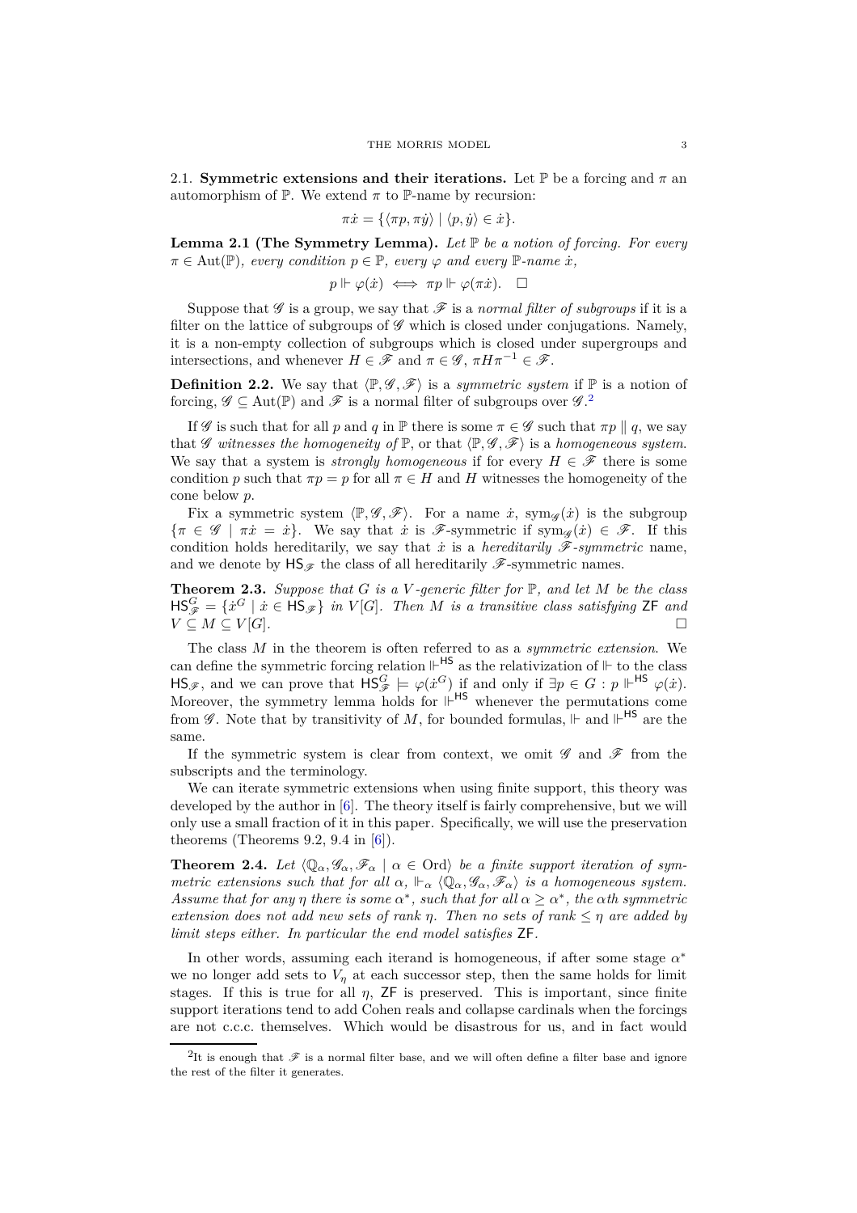2.1. **Symmetric extensions and their iterations.** Let $\mathbb{P}$ be a forcing and $\pi$ an automorphism of $\mathbb{P}$. We extend $\pi$ to $\mathbb{P}$-name by recursion:

$$\pi\dot{x} = \{\langle \pi p, \pi\dot{y}\rangle \mid \langle p, \dot{y}\rangle \in \dot{x}\}.$$

**Lemma 2.1 (The Symmetry Lemma).** *Let $\mathbb{P}$ be a notion of forcing. For every $\pi \in \operatorname{Aut}(\mathbb{P})$, every condition $p \in \mathbb{P}$, every $\varphi$ and every $\mathbb{P}$-name $\dot{x}$,*

$$p \Vdash \varphi(\dot{x}) \iff \pi p \Vdash \varphi(\pi\dot{x}). \quad \square$$

Suppose that $\mathscr{G}$ is a group, we say that $\mathscr{F}$ is a *normal filter of subgroups* if it is a filter on the lattice of subgroups of $\mathscr{G}$ which is closed under conjugations. Namely, it is a non-empty collection of subgroups which is closed under supergroups and intersections, and whenever $H \in \mathscr{F}$ and $\pi \in \mathscr{G}$, $\pi H \pi^{-1} \in \mathscr{F}$.

**Definition 2.2.** We say that $\langle \mathbb{P}, \mathscr{G}, \mathscr{F}\rangle$ is a *symmetric system* if $\mathbb{P}$ is a notion of forcing, $\mathscr{G} \subseteq \operatorname{Aut}(\mathbb{P})$ and $\mathscr{F}$ is a normal filter of subgroups over $\mathscr{G}$.[2]

If $\mathscr{G}$ is such that for all $p$ and $q$ in $\mathbb{P}$ there is some $\pi \in \mathscr{G}$ such that $\pi p \parallel q$, we say that $\mathscr{G}$ *witnesses the homogeneity of* $\mathbb{P}$, or that $\langle \mathbb{P}, \mathscr{G}, \mathscr{F}\rangle$ is a *homogeneous system*. We say that a system is *strongly homogeneous* if for every $H \in \mathscr{F}$ there is some condition $p$ such that $\pi p = p$ for all $\pi \in H$ and $H$ witnesses the homogeneity of the cone below $p$.

Fix a symmetric system $\langle \mathbb{P}, \mathscr{G}, \mathscr{F}\rangle$. For a name $\dot{x}$, $\operatorname{sym}_{\mathscr{G}}(\dot{x})$ is the subgroup $\{\pi \in \mathscr{G} \mid \pi\dot{x} = \dot{x}\}$. We say that $\dot{x}$ is $\mathscr{F}$-symmetric if $\operatorname{sym}_{\mathscr{G}}(\dot{x}) \in \mathscr{F}$. If this condition holds hereditarily, we say that $\dot{x}$ is a *hereditarily $\mathscr{F}$-symmetric* name, and we denote by $\mathsf{HS}_{\mathscr{F}}$ the class of all hereditarily $\mathscr{F}$-symmetric names.

**Theorem 2.3.** *Suppose that $G$ is a $V$-generic filter for $\mathbb{P}$, and let $M$ be the class $\mathsf{HS}^G_{\mathscr{F}} = \{\dot{x}^G \mid \dot{x} \in \mathsf{HS}_{\mathscr{F}}\}$ in $V[G]$. Then $M$ is a transitive class satisfying $\mathsf{ZF}$ and $V \subseteq M \subseteq V[G]$.* $\square$

The class $M$ in the theorem is often referred to as a *symmetric extension*. We can define the symmetric forcing relation $\Vdash^{\mathsf{HS}}$ as the relativization of $\Vdash$ to the class $\mathsf{HS}_{\mathscr{F}}$, and we can prove that $\mathsf{HS}^G_{\mathscr{F}} \models \varphi(\dot{x}^G)$ if and only if $\exists p \in G : p \Vdash^{\mathsf{HS}} \varphi(\dot{x})$. Moreover, the symmetry lemma holds for $\Vdash^{\mathsf{HS}}$ whenever the permutations come from $\mathscr{G}$. Note that by transitivity of $M$, for bounded formulas, $\Vdash$ and $\Vdash^{\mathsf{HS}}$ are the same.

If the symmetric system is clear from context, we omit $\mathscr{G}$ and $\mathscr{F}$ from the subscripts and the terminology.

We can iterate symmetric extensions when using finite support, this theory was developed by the author in [6]. The theory itself is fairly comprehensive, but we will only use a small fraction of it in this paper. Specifically, we will use the preservation theorems (Theorems 9.2, 9.4 in [6]).

**Theorem 2.4.** *Let $\langle \mathbb{Q}_\alpha, \mathscr{G}_\alpha, \mathscr{F}_\alpha \mid \alpha \in \mathrm{Ord}\rangle$ be a finite support iteration of symmetric extensions such that for all $\alpha$, $\Vdash_\alpha \langle \mathbb{Q}_\alpha, \mathscr{G}_\alpha, \mathscr{F}_\alpha\rangle$ is a homogeneous system. Assume that for any $\eta$ there is some $\alpha^*$, such that for all $\alpha \geq \alpha^*$, the $\alpha$th symmetric extension does not add new sets of rank $\eta$. Then no sets of rank $\leq \eta$ are added by limit steps either. In particular the end model satisfies $\mathsf{ZF}$.*

In other words, assuming each iterand is homogeneous, if after some stage $\alpha^*$ we no longer add sets to $V_\eta$ at each successor step, then the same holds for limit stages. If this is true for all $\eta$, $\mathsf{ZF}$ is preserved. This is important, since finite support iterations tend to add Cohen reals and collapse cardinals when the forcings are not c.c.c. themselves. Which would be disastrous for us, and in fact would

[2] It is enough that $\mathscr{F}$ is a normal filter base, and we will often define a filter base and ignore the rest of the filter it generates.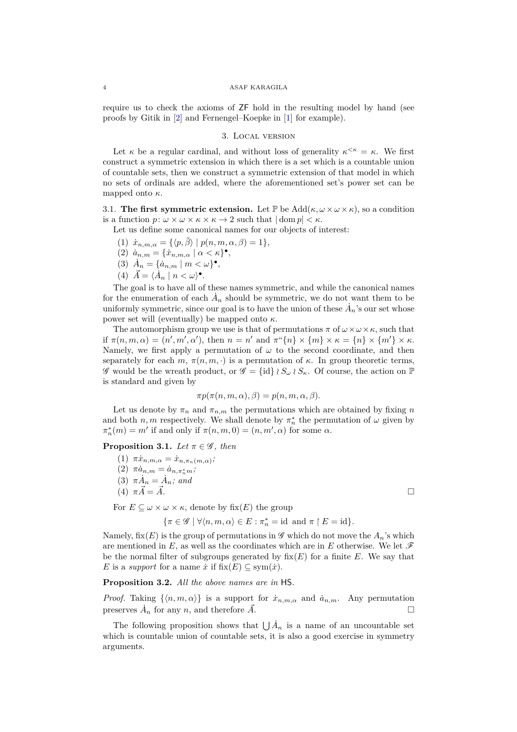require us to check the axioms of ZF hold in the resulting model by hand (see proofs by Gitik in [2] and Fernengel–Koepke in [1] for example).

## 3. Local version

Let $\kappa$ be a regular cardinal, and without loss of generality $\kappa^{<\kappa} = \kappa$. We first construct a symmetric extension in which there is a set which is a countable union of countable sets, then we construct a symmetric extension of that model in which no sets of ordinals are added, where the aforementioned set's power set can be mapped onto $\kappa$.

### 3.1. The first symmetric extension.

Let $\mathbb{P}$ be $\operatorname{Add}(\kappa, \omega\times\omega\times\kappa)$, so a condition is a function $p\colon \omega\times\omega\times\kappa\times\kappa \to 2$ such that $|\operatorname{dom} p| < \kappa$.

Let us define some canonical names for our objects of interest:

1. $\dot{x}_{n,m,\alpha} = \{\langle p, \check{\beta}\rangle \mid p(n,m,\alpha,\beta) = 1\}$,
2. $\dot{a}_{n,m} = \{\dot{x}_{n,m,\alpha} \mid \alpha < \kappa\}^\bullet$,
3. $\dot{A}_n = \{\dot{a}_{n,m} \mid m < \omega\}^\bullet$,
4. $\vec{A} = \langle \dot{A}_n \mid n < \omega\rangle^\bullet$.

The goal is to have all of these names symmetric, and while the canonical names for the enumeration of each $\dot{A}_n$ should be symmetric, we do not want them to be uniformly symmetric, since our goal is to have the union of these $\dot{A}_n$'s our set whose power set will (eventually) be mapped onto $\kappa$.

The automorphism group we use is that of permutations $\pi$ of $\omega\times\omega\times\kappa$, such that if $\pi(n,m,\alpha) = (n',m',\alpha')$, then $n = n'$ and $\pi``\{n\}\times\{m\}\times\kappa = \{n\}\times\{m'\}\times\kappa$. Namely, we first apply a permutation of $\omega$ to the second coordinate, and then separately for each $m$, $\pi(n,m,\cdot)$ is a permutation of $\kappa$. In group theoretic terms, $\mathscr{G}$ would be the wreath product, or $\mathscr{G} = \{\mathrm{id}\} \wr S_\omega \wr S_\kappa$. Of course, the action on $\mathbb{P}$ is standard and given by

$$\pi p(\pi(n,m,\alpha),\beta) = p(n,m,\alpha,\beta).$$

Let us denote by $\pi_n$ and $\pi_{n,m}$ the permutations which are obtained by fixing $n$ and both $n,m$ respectively. We shall denote by $\pi^*_n$ the permutation of $\omega$ given by $\pi^*_n(m) = m'$ if and only if $\pi(n,m,0) = (n,m',\alpha)$ for some $\alpha$.

**Proposition 3.1.** *Let $\pi\in\mathscr{G}$, then*

1. $\pi\dot{x}_{n,m,\alpha} = \dot{x}_{n,\pi_n(m,\alpha)}$;
2. $\pi\dot{a}_{n,m} = \dot{a}_{n,\pi^*_n m}$;
3. $\pi\dot{A}_n = \dot{A}_n$; *and*
4. $\pi\vec{A} = \vec{A}$. □

For $E \subseteq \omega\times\omega\times\kappa$, denote by $\operatorname{fix}(E)$ the group

$$\{\pi\in\mathscr{G} \mid \forall\langle n,m,\alpha\rangle\in E : \pi^*_n = \mathrm{id} \text{ and } \pi\restriction E = \mathrm{id}\}.$$

Namely, $\operatorname{fix}(E)$ is the group of permutations in $\mathscr{G}$ which do not move the $A_n$'s which are mentioned in $E$, as well as the coordinates which are in $E$ otherwise. We let $\mathscr{F}$ be the normal filter of subgroups generated by $\operatorname{fix}(E)$ for a finite $E$. We say that $E$ is a *support* for a name $\dot{x}$ if $\operatorname{fix}(E) \subseteq \operatorname{sym}(\dot{x})$.

**Proposition 3.2.** *All the above names are in* HS.

*Proof.* Taking $\{\langle n,m,\alpha\rangle\}$ is a support for $\dot{x}_{n,m,\alpha}$ and $\dot{a}_{n,m}$. Any permutation preserves $\dot{A}_n$ for any $n$, and therefore $\vec{A}$. □

The following proposition shows that $\bigcup\dot{A}_n$ is a name of an uncountable set which is countable union of countable sets, it is also a good exercise in symmetry arguments.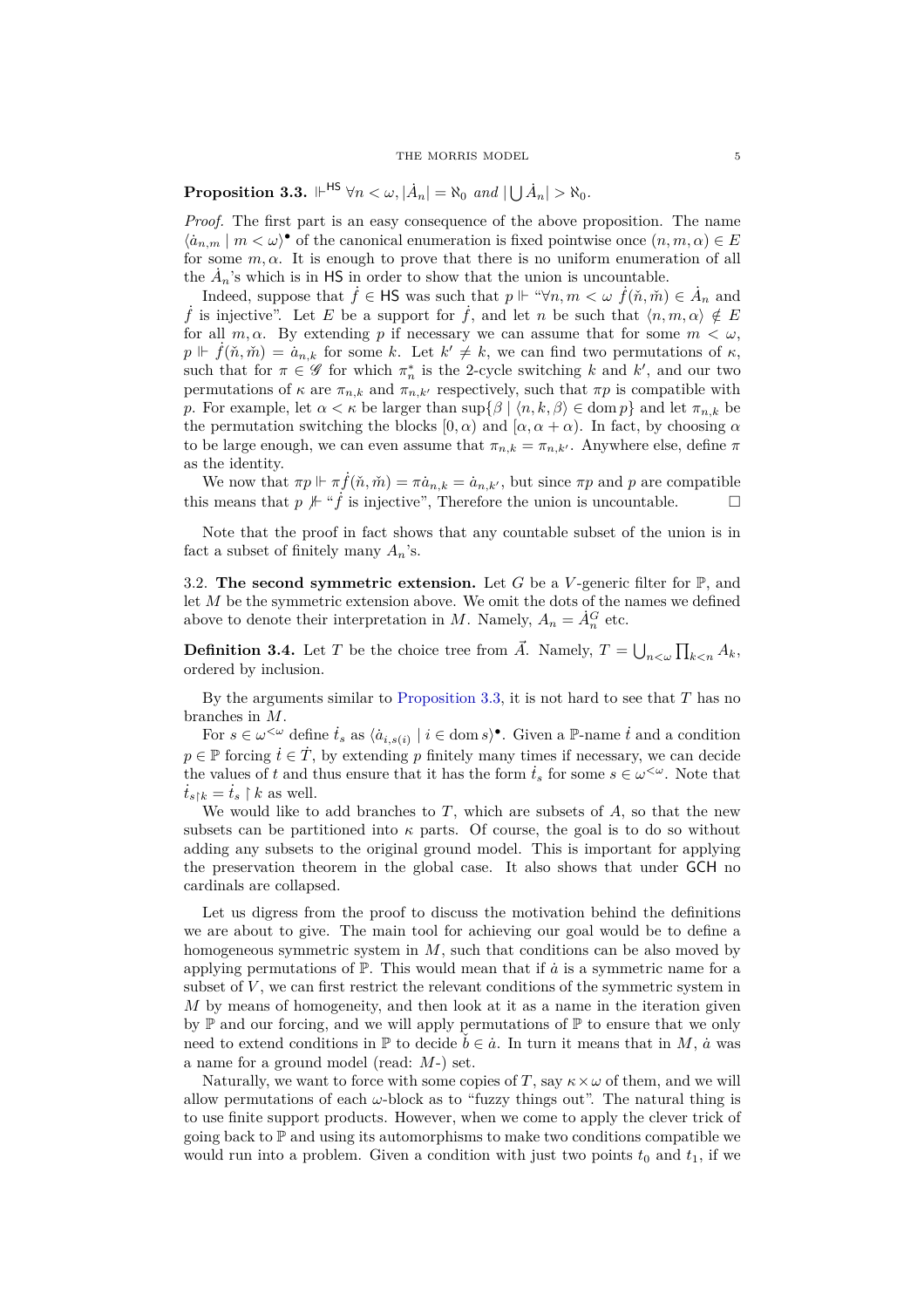**Proposition 3.3.** $\Vdash^{\mathsf{HS}} \forall n < \omega, |\dot{A}_n| = \aleph_0$ *and* $|\bigcup \dot{A}_n| > \aleph_0$.

*Proof.* The first part is an easy consequence of the above proposition. The name $\langle \dot{a}_{n,m} \mid m < \omega\rangle^\bullet$ of the canonical enumeration is fixed pointwise once $(n, m, \alpha) \in E$ for some $m, \alpha$. It is enough to prove that there is no uniform enumeration of all the $\dot{A}_n$'s which is in $\mathsf{HS}$ in order to show that the union is uncountable.

Indeed, suppose that $\dot{f} \in \mathsf{HS}$ was such that $p \Vdash$ "$\forall n, m < \omega\ \dot{f}(\check{n}, \check{m}) \in \dot{A}_n$ and $\dot{f}$ is injective". Let $E$ be a support for $\dot{f}$, and let $n$ be such that $\langle n, m, \alpha\rangle \notin E$ for all $m, \alpha$. By extending $p$ if necessary we can assume that for some $m < \omega$, $p \Vdash \dot{f}(\check{n}, \check{m}) = \dot{a}_{n,k}$ for some $k$. Let $k' \neq k$, we can find two permutations of $\kappa$, such that for $\pi \in \mathscr{G}$ for which $\pi^*_n$ is the 2-cycle switching $k$ and $k'$, and our two permutations of $\kappa$ are $\pi_{n,k}$ and $\pi_{n,k'}$ respectively, such that $\pi p$ is compatible with $p$. For example, let $\alpha < \kappa$ be larger than $\sup\{\beta \mid \langle n, k, \beta\rangle \in \operatorname{dom} p\}$ and let $\pi_{n,k}$ be the permutation switching the blocks $[0, \alpha)$ and $[\alpha, \alpha + \alpha)$. In fact, by choosing $\alpha$ to be large enough, we can even assume that $\pi_{n,k} = \pi_{n,k'}$. Anywhere else, define $\pi$ as the identity.

We now that $\pi p \Vdash \pi\dot{f}(\check{n}, \check{m}) = \pi\dot{a}_{n,k} = \dot{a}_{n,k'}$, but since $\pi p$ and $p$ are compatible this means that $p \not\Vdash$ "$\dot{f}$ is injective", Therefore the union is uncountable. $\square$

Note that the proof in fact shows that any countable subset of the union is in fact a subset of finitely many $A_n$'s.

3.2. **The second symmetric extension.** Let $G$ be a $V$-generic filter for $\mathbb{P}$, and let $M$ be the symmetric extension above. We omit the dots of the names we defined above to denote their interpretation in $M$. Namely, $A_n = \dot{A}_n^G$ etc.

**Definition 3.4.** Let $T$ be the choice tree from $\vec{A}$. Namely, $T = \bigcup_{n<\omega} \prod_{k<n} A_k$, ordered by inclusion.

By the arguments similar to Proposition 3.3, it is not hard to see that $T$ has no branches in $M$.

For $s \in \omega^{<\omega}$ define $\dot{t}_s$ as $\langle \dot{a}_{i,s(i)} \mid i \in \operatorname{dom} s\rangle^\bullet$. Given a $\mathbb{P}$-name $\dot{t}$ and a condition $p \in \mathbb{P}$ forcing $\dot{t} \in \dot{T}$, by extending $p$ finitely many times if necessary, we can decide the values of $t$ and thus ensure that it has the form $\dot{t}_s$ for some $s \in \omega^{<\omega}$. Note that $\dot{t}_{s\restriction k} = \dot{t}_s \restriction k$ as well.

We would like to add branches to $T$, which are subsets of $A$, so that the new subsets can be partitioned into $\kappa$ parts. Of course, the goal is to do so without adding any subsets to the original ground model. This is important for applying the preservation theorem in the global case. It also shows that under $\mathsf{GCH}$ no cardinals are collapsed.

Let us digress from the proof to discuss the motivation behind the definitions we are about to give. The main tool for achieving our goal would be to define a homogeneous symmetric system in $M$, such that conditions can be also moved by applying permutations of $\mathbb{P}$. This would mean that if $\dot{a}$ is a symmetric name for a subset of $V$, we can first restrict the relevant conditions of the symmetric system in $M$ by means of homogeneity, and then look at it as a name in the iteration given by $\mathbb{P}$ and our forcing, and we will apply permutations of $\mathbb{P}$ to ensure that we only need to extend conditions in $\mathbb{P}$ to decide $\check{b} \in \dot{a}$. In turn it means that in $M$, $\dot{a}$ was a name for a ground model (read: $M$-) set.

Naturally, we want to force with some copies of $T$, say $\kappa \times \omega$ of them, and we will allow permutations of each $\omega$-block as to "fuzzy things out". The natural thing is to use finite support products. However, when we come to apply the clever trick of going back to $\mathbb{P}$ and using its automorphisms to make two conditions compatible we would run into a problem. Given a condition with just two points $t_0$ and $t_1$, if we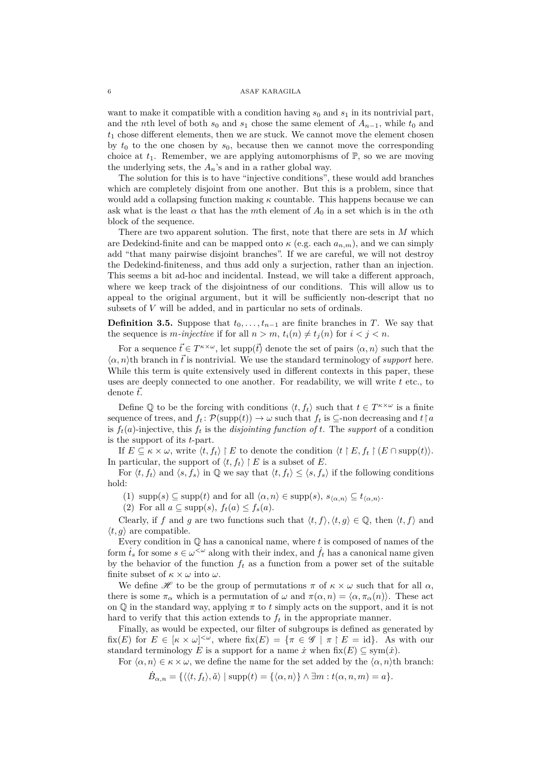want to make it compatible with a condition having $s_0$ and $s_1$ in its nontrivial part, and the $n$th level of both $s_0$ and $s_1$ chose the same element of $A_{n-1}$, while $t_0$ and $t_1$ chose different elements, then we are stuck. We cannot move the element chosen by $t_0$ to the one chosen by $s_0$, because then we cannot move the corresponding choice at $t_1$. Remember, we are applying automorphisms of $\mathbb{P}$, so we are moving the underlying sets, the $A_n$'s and in a rather global way.

The solution for this is to have "injective conditions", these would add branches which are completely disjoint from one another. But this is a problem, since that would add a collapsing function making $\kappa$ countable. This happens because we can ask what is the least $\alpha$ that has the $m$th element of $A_0$ in a set which is in the $\alpha$th block of the sequence.

There are two apparent solution. The first, note that there are sets in $M$ which are Dedekind-finite and can be mapped onto $\kappa$ (e.g. each $a_{n,m}$), and we can simply add "that many pairwise disjoint branches". If we are careful, we will not destroy the Dedekind-finiteness, and thus add only a surjection, rather than an injection. This seems a bit ad-hoc and incidental. Instead, we will take a different approach, where we keep track of the disjointness of our conditions. This will allow us to appeal to the original argument, but it will be sufficiently non-descript that no subsets of $V$ will be added, and in particular no sets of ordinals.

**Definition 3.5.** Suppose that $t_0, \dots, t_{n-1}$ are finite branches in $T$. We say that the sequence is *$m$-injective* if for all $n > m$, $t_i(n) \neq t_j(n)$ for $i < j < n$.

For a sequence $\vec{t} \in T^{\kappa\times\omega}$, let $\operatorname{supp}(\vec{t})$ denote the set of pairs $\langle\alpha, n\rangle$ such that the $\langle\alpha, n\rangle$th branch in $\vec{t}$ is nontrivial. We use the standard terminology of *support* here. While this term is quite extensively used in different contexts in this paper, these uses are deeply connected to one another. For readability, we will write $t$ etc., to denote $\vec{t}$.

Define $\mathbb{Q}$ to be the forcing with conditions $\langle t, f_t\rangle$ such that $t \in T^{\kappa\times\omega}$ is a finite sequence of trees, and $f_t \colon \mathcal{P}(\operatorname{supp}(t)) \to \omega$ such that $f_t$ is $\subseteq$-non decreasing and $t \restriction a$ is $f_t(a)$-injective, this $f_t$ is the *disjointing function of* $t$. The *support* of a condition is the support of its $t$-part.

If $E \subseteq \kappa \times \omega$, write $\langle t, f_t\rangle \restriction E$ to denote the condition $\langle t \restriction E, f_t \restriction (E \cap \operatorname{supp}(t)\rangle$. In particular, the support of $\langle t, f_t\rangle \restriction E$ is a subset of $E$.

For $\langle t, f_t\rangle$ and $\langle s, f_s\rangle$ in $\mathbb{Q}$ we say that $\langle t, f_t\rangle \leq \langle s, f_s\rangle$ if the following conditions hold:

(1) $\operatorname{supp}(s) \subseteq \operatorname{supp}(t)$ and for all $\langle\alpha, n\rangle \in \operatorname{supp}(s)$, $s_{\langle\alpha,n\rangle} \subseteq t_{\langle\alpha,n\rangle}$.

(2) For all $a \subseteq \operatorname{supp}(s)$, $f_t(a) \leq f_s(a)$.

Clearly, if $f$ and $g$ are two functions such that $\langle t, f\rangle, \langle t, g\rangle \in \mathbb{Q}$, then $\langle t, f\rangle$ and $\langle t, g\rangle$ are compatible.

Every condition in $\mathbb{Q}$ has a canonical name, where $t$ is composed of names of the form $\dot{t}_s$ for some $s \in \omega^{<\omega}$ along with their index, and $\dot{f}_t$ has a canonical name given by the behavior of the function $f_t$ as a function from a power set of the suitable finite subset of $\kappa \times \omega$ into $\omega$.

We define $\mathscr{H}$ to be the group of permutations $\pi$ of $\kappa \times \omega$ such that for all $\alpha$, there is some $\pi_\alpha$ which is a permutation of $\omega$ and $\pi(\alpha, n) = \langle\alpha, \pi_\alpha(n)\rangle$. These act on $\mathbb{Q}$ in the standard way, applying $\pi$ to $t$ simply acts on the support, and it is not hard to verify that this action extends to $f_t$ in the appropriate manner.

Finally, as would be expected, our filter of subgroups is defined as generated by $\operatorname{fix}(E)$ for $E \in [\kappa \times \omega]^{<\omega}$, where $\operatorname{fix}(E) = \{\pi \in \mathscr{G} \mid \pi \restriction E = \mathrm{id}\}$. As with our standard terminology $E$ is a support for a name $\dot{x}$ when $\operatorname{fix}(E) \subseteq \operatorname{sym}(\dot{x})$.

For $\langle\alpha, n\rangle \in \kappa \times \omega$, we define the name for the set added by the $\langle\alpha, n\rangle$th branch:

$$\dot{B}_{\alpha,n} = \{\langle\langle t, f_t\rangle, \check{a}\rangle \mid \operatorname{supp}(t) = \{\langle\alpha, n\rangle\} \wedge \exists m : t(\alpha, n, m) = a\}.$$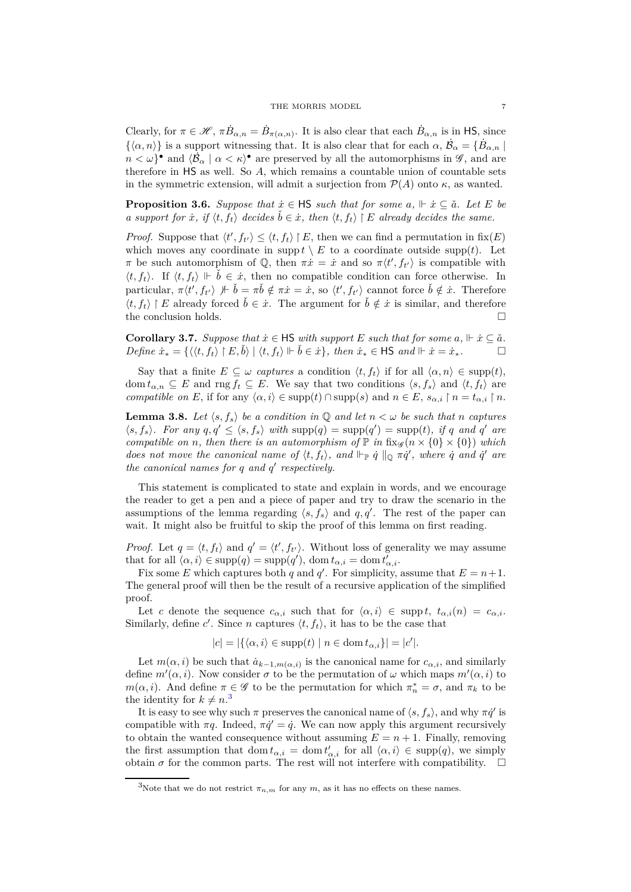Clearly, for $\pi \in \mathscr{H}$, $\pi \dot{B}_{\alpha,n} = \dot{B}_{\pi(\alpha,n)}$. It is also clear that each $\dot{B}_{\alpha,n}$ is in $\mathsf{HS}$, since $\{\langle \alpha, n\rangle\}$ is a support witnessing that. It is also clear that for each $\alpha$, $\dot{\mathcal{B}}_\alpha = \{\dot{B}_{\alpha,n} \mid n < \omega\}^\bullet$ and $\langle \dot{\mathcal{B}}_\alpha \mid \alpha < \kappa\rangle^\bullet$ are preserved by all the automorphisms in $\mathscr{G}$, and are therefore in $\mathsf{HS}$ as well. So $A$, which remains a countable union of countable sets in the symmetric extension, will admit a surjection from $\mathcal{P}(A)$ onto $\kappa$, as wanted.

**Proposition 3.6.** *Suppose that $\dot{x} \in \mathsf{HS}$ such that for some $a$, $\Vdash \dot{x} \subseteq \check{a}$. Let $E$ be a support for $\dot{x}$, if $\langle t, f_t\rangle$ decides $\check{b} \in \dot{x}$, then $\langle t, f_t\rangle \restriction E$ already decides the same.*

*Proof.* Suppose that $\langle t', f_{t'}\rangle \leq \langle t, f_t\rangle \restriction E$, then we can find a permutation in $\operatorname{fix}(E)$ which moves any coordinate in $\operatorname{supp} t \setminus E$ to a coordinate outside $\operatorname{supp}(t)$. Let $\pi$ be such automorphism of $\mathbb{Q}$, then $\pi\dot{x} = \dot{x}$ and so $\pi\langle t', f_{t'}\rangle$ is compatible with $\langle t, f_t\rangle$. If $\langle t, f_t\rangle \Vdash \check{b} \in \dot{x}$, then no compatible condition can force otherwise. In particular, $\pi\langle t', f_{t'}\rangle \not\Vdash \check{b} = \pi\check{b} \notin \pi\dot{x} = \dot{x}$, so $\langle t', f_{t'}\rangle$ cannot force $\check{b} \notin \dot{x}$. Therefore $\langle t, f_t\rangle \restriction E$ already forced $\check{b} \in \dot{x}$. The argument for $\check{b} \notin \dot{x}$ is similar, and therefore the conclusion holds. $\square$

**Corollary 3.7.** *Suppose that $\dot{x} \in \mathsf{HS}$ with support $E$ such that for some $a$, $\Vdash \dot{x} \subseteq \check{a}$. Define $\dot{x}_* = \{\langle\langle t, f_t\rangle \restriction E, \check{b}\rangle \mid \langle t, f_t\rangle \Vdash \check{b} \in \dot{x}\}$, then $\dot{x}_* \in \mathsf{HS}$ and $\Vdash \dot{x} = \dot{x}_*$.* $\square$

Say that a finite $E \subseteq \omega$ *captures* a condition $\langle t, f_t\rangle$ if for all $\langle \alpha, n\rangle \in \operatorname{supp}(t)$, $\operatorname{dom} t_{\alpha,n} \subseteq E$ and $\operatorname{rng} f_t \subseteq E$. We say that two conditions $\langle s, f_s\rangle$ and $\langle t, f_t\rangle$ are *compatible on $E$*, if for any $\langle \alpha, i\rangle \in \operatorname{supp}(t) \cap \operatorname{supp}(s)$ and $n \in E$, $s_{\alpha,i} \restriction n = t_{\alpha,i} \restriction n$.

**Lemma 3.8.** *Let $\langle s, f_s\rangle$ be a condition in $\mathbb{Q}$ and let $n < \omega$ be such that $n$ captures $\langle s, f_s\rangle$. For any $q, q' \leq \langle s, f_s\rangle$ with $\operatorname{supp}(q) = \operatorname{supp}(q') = \operatorname{supp}(t)$, if $q$ and $q'$ are compatible on $n$, then there is an automorphism of $\mathbb{P}$ in $\operatorname{fix}_{\mathscr{G}}(n \times \{0\} \times \{0\})$ which does not move the canonical name of $\langle t, f_t\rangle$, and $\Vdash_{\mathbb{P}} \dot{q} \parallel_{\mathbb{Q}} \pi\dot{q}'$, where $\dot{q}$ and $\dot{q}'$ are the canonical names for $q$ and $q'$ respectively.*

This statement is complicated to state and explain in words, and we encourage the reader to get a pen and a piece of paper and try to draw the scenario in the assumptions of the lemma regarding $\langle s, f_s\rangle$ and $q, q'$. The rest of the paper can wait. It might also be fruitful to skip the proof of this lemma on first reading.

*Proof.* Let $q = \langle t, f_t\rangle$ and $q' = \langle t', f_{t'}\rangle$. Without loss of generality we may assume that for all $\langle \alpha, i\rangle \in \operatorname{supp}(q) = \operatorname{supp}(q')$, $\operatorname{dom} t_{\alpha,i} = \operatorname{dom} t'_{\alpha,i}$.

Fix some $E$ which captures both $q$ and $q'$. For simplicity, assume that $E = n+1$. The general proof will then be the result of a recursive application of the simplified proof.

Let $c$ denote the sequence $c_{\alpha,i}$ such that for $\langle \alpha, i\rangle \in \operatorname{supp} t$, $t_{\alpha,i}(n) = c_{\alpha,i}$. Similarly, define $c'$. Since $n$ captures $\langle t, f_t\rangle$, it has to be the case that

$$|c| = |\{\langle \alpha, i\rangle \in \operatorname{supp}(t) \mid n \in \operatorname{dom} t_{\alpha,i}\}| = |c'|.$$

Let $m(\alpha, i)$ be such that $\dot{a}_{k-1,m(\alpha,i)}$ is the canonical name for $c_{\alpha,i}$, and similarly define $m'(\alpha, i)$. Now consider $\sigma$ to be the permutation of $\omega$ which maps $m'(\alpha, i)$ to $m(\alpha, i)$. And define $\pi \in \mathscr{G}$ to be the permutation for which $\pi^*_n = \sigma$, and $\pi_k$ to be the identity for $k \neq n$.[3]

It is easy to see why such $\pi$ preserves the canonical name of $\langle s, f_s\rangle$, and why $\pi\dot{q}'$ is compatible with $\pi q$. Indeed, $\pi\dot{q}' = \dot{q}$. We can now apply this argument recursively to obtain the wanted consequence without assuming $E = n+1$. Finally, removing the first assumption that $\operatorname{dom} t_{\alpha,i} = \operatorname{dom} t'_{\alpha,i}$ for all $\langle \alpha, i\rangle \in \operatorname{supp}(q)$, we simply obtain $\sigma$ for the common parts. The rest will not interfere with compatibility. $\square$

---

[3]Note that we do not restrict $\pi_{n,m}$ for any $m$, as it has no effects on these names.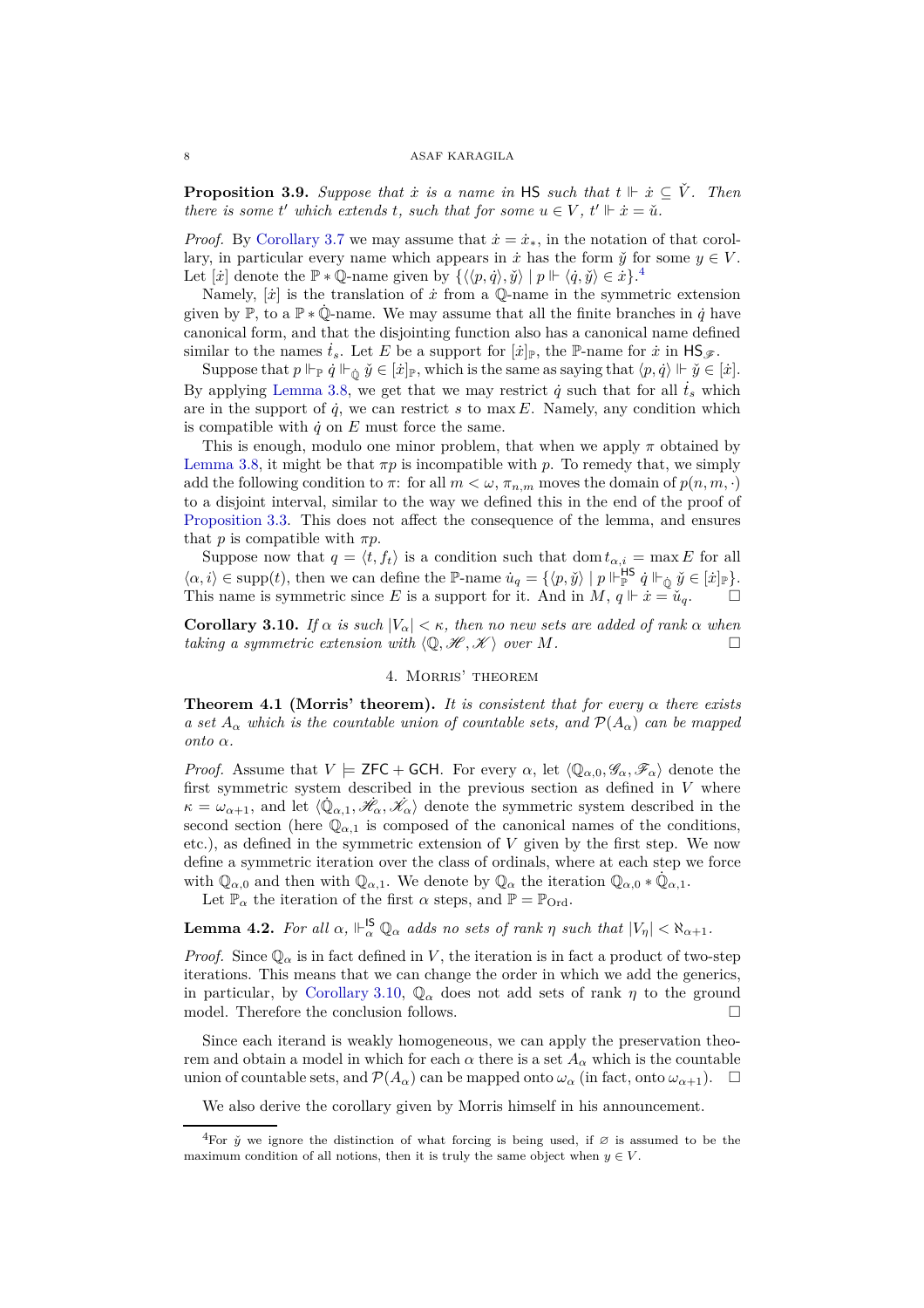**Proposition 3.9.** *Suppose that $\dot{x}$ is a name in* HS *such that $t \Vdash \dot{x} \subseteq \check{V}$. Then there is some $t'$ which extends $t$, such that for some $u \in V$, $t' \Vdash \dot{x} = \check{u}$.*

*Proof.* By Corollary 3.7 we may assume that $\dot{x} = \dot{x}_*$, in the notation of that corollary, in particular every name which appears in $\dot{x}$ has the form $\check{y}$ for some $y \in V$. Let $[\dot{x}]$ denote the $\mathbb{P} * \mathbb{Q}$-name given by $\{\langle\langle p, \dot{q}\rangle, \check{y}\rangle \mid p \Vdash \langle \dot{q}, \check{y}\rangle \in \dot{x}\}$.[4]

Namely, $[\dot{x}]$ is the translation of $\dot{x}$ from a $\mathbb{Q}$-name in the symmetric extension given by $\mathbb{P}$, to a $\mathbb{P} * \dot{\mathbb{Q}}$-name. We may assume that all the finite branches in $\dot{q}$ have canonical form, and that the disjointing function also has a canonical name defined similar to the names $\dot{t}_s$. Let $E$ be a support for $[\dot{x}]_{\mathbb{P}}$, the $\mathbb{P}$-name for $\dot{x}$ in $\mathsf{HS}_{\mathscr{F}}$.

Suppose that $p \Vdash_{\mathbb{P}} \dot{q} \Vdash_{\dot{\mathbb{Q}}} \check{y} \in [\dot{x}]_{\mathbb{P}}$, which is the same as saying that $\langle p, \dot{q}\rangle \Vdash \check{y} \in [\dot{x}]$. By applying Lemma 3.8, we get that we may restrict $\dot{q}$ such that for all $\dot{t}_s$ which are in the support of $\dot{q}$, we can restrict $s$ to $\max E$. Namely, any condition which is compatible with $\dot{q}$ on $E$ must force the same.

This is enough, modulo one minor problem, that when we apply $\pi$ obtained by Lemma 3.8, it might be that $\pi p$ is incompatible with $p$. To remedy that, we simply add the following condition to $\pi$: for all $m < \omega$, $\pi_{n,m}$ moves the domain of $p(n, m, \cdot)$ to a disjoint interval, similar to the way we defined this in the end of the proof of Proposition 3.3. This does not affect the consequence of the lemma, and ensures that $p$ is compatible with $\pi p$.

Suppose now that $q = \langle t, f_t\rangle$ is a condition such that $\operatorname{dom} t_{\alpha,i} = \max E$ for all $\langle \alpha, i\rangle \in \operatorname{supp}(t)$, then we can define the $\mathbb{P}$-name $\dot{u}_q = \{\langle p, \check{y}\rangle \mid p \Vdash^{\mathsf{HS}}_{\mathbb{P}} \dot{q} \Vdash_{\dot{\mathbb{Q}}} \check{y} \in [\dot{x}]_{\mathbb{P}}\}$. This name is symmetric since $E$ is a support for it. And in $M$, $q \Vdash \dot{x} = \check{u}_q$. □

**Corollary 3.10.** *If $\alpha$ is such $|V_\alpha| < \kappa$, then no new sets are added of rank $\alpha$ when taking a symmetric extension with $\langle \mathbb{Q}, \mathscr{H}, \mathscr{K}\rangle$ over $M$.* □

## 4. Morris' theorem

**Theorem 4.1 (Morris' theorem).** *It is consistent that for every $\alpha$ there exists a set $A_\alpha$ which is the countable union of countable sets, and $\mathcal{P}(A_\alpha)$ can be mapped onto $\alpha$.*

*Proof.* Assume that $V \models \mathsf{ZFC} + \mathsf{GCH}$. For every $\alpha$, let $\langle \mathbb{Q}_{\alpha,0}, \mathscr{G}_\alpha, \mathscr{F}_\alpha\rangle$ denote the first symmetric system described in the previous section as defined in $V$ where $\kappa = \omega_{\alpha+1}$, and let $\langle \dot{\mathbb{Q}}_{\alpha,1}, \dot{\mathscr{H}}_\alpha, \dot{\mathscr{K}}_\alpha\rangle$ denote the symmetric system described in the second section (here $\mathbb{Q}_{\alpha,1}$ is composed of the canonical names of the conditions, etc.), as defined in the symmetric extension of $V$ given by the first step. We now define a symmetric iteration over the class of ordinals, where at each step we force with $\mathbb{Q}_{\alpha,0}$ and then with $\mathbb{Q}_{\alpha,1}$. We denote by $\mathbb{Q}_\alpha$ the iteration $\mathbb{Q}_{\alpha,0} * \dot{\mathbb{Q}}_{\alpha,1}$.

Let $\mathbb{P}_\alpha$ the iteration of the first $\alpha$ steps, and $\mathbb{P} = \mathbb{P}_{\mathrm{Ord}}$.

**Lemma 4.2.** *For all $\alpha$, $\Vdash^{\mathsf{IS}}_\alpha \mathbb{Q}_\alpha$ adds no sets of rank $\eta$ such that $|V_\eta| < \aleph_{\alpha+1}$.*

*Proof.* Since $\mathbb{Q}_\alpha$ is in fact defined in $V$, the iteration is in fact a product of two-step iterations. This means that we can change the order in which we add the generics, in particular, by Corollary 3.10, $\mathbb{Q}_\alpha$ does not add sets of rank $\eta$ to the ground model. Therefore the conclusion follows. □

Since each iterand is weakly homogeneous, we can apply the preservation theorem and obtain a model in which for each $\alpha$ there is a set $A_\alpha$ which is the countable union of countable sets, and $\mathcal{P}(A_\alpha)$ can be mapped onto $\omega_\alpha$ (in fact, onto $\omega_{\alpha+1}$). □

We also derive the corollary given by Morris himself in his announcement.

[4] For $\check{y}$ we ignore the distinction of what forcing is being used, if $\varnothing$ is assumed to be the maximum condition of all notions, then it is truly the same object when $y \in V$.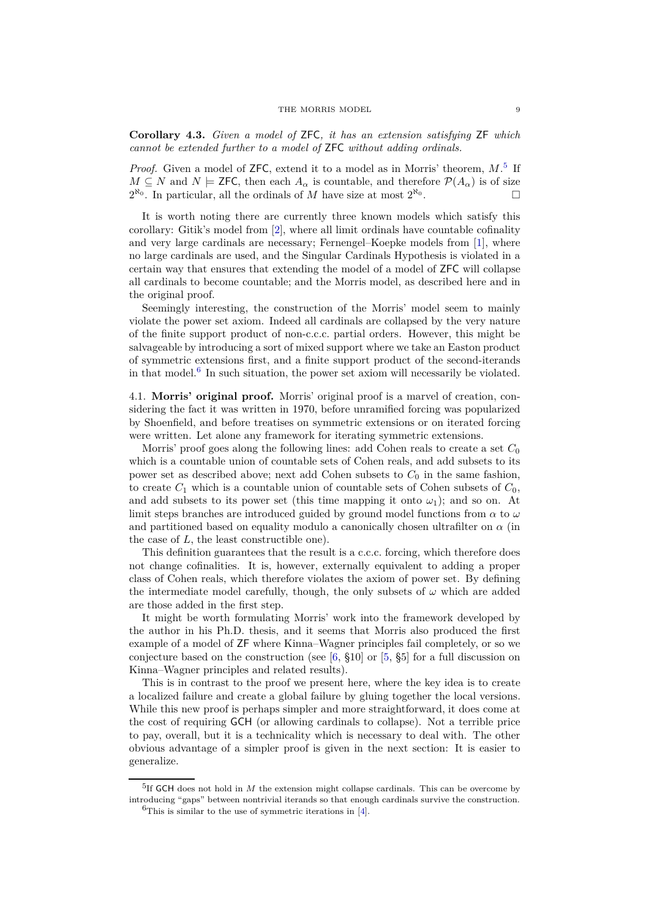**Corollary 4.3.** *Given a model of* ZFC*, it has an extension satisfying* ZF *which cannot be extended further to a model of* ZFC *without adding ordinals.*

*Proof.* Given a model of ZFC, extend it to a model as in Morris' theorem, $M$.[5] If $M \subseteq N$ and $N \models \mathsf{ZFC}$, then each $A_\alpha$ is countable, and therefore $\mathcal{P}(A_\alpha)$ is of size $2^{\aleph_0}$. In particular, all the ordinals of $M$ have size at most $2^{\aleph_0}$. □

It is worth noting there are currently three known models which satisfy this corollary: Gitik's model from [2], where all limit ordinals have countable cofinality and very large cardinals are necessary; Fernengel–Koepke models from [1], where no large cardinals are used, and the Singular Cardinals Hypothesis is violated in a certain way that ensures that extending the model of a model of ZFC will collapse all cardinals to become countable; and the Morris model, as described here and in the original proof.

Seemingly interesting, the construction of the Morris' model seem to mainly violate the power set axiom. Indeed all cardinals are collapsed by the very nature of the finite support product of non-c.c.c. partial orders. However, this might be salvageable by introducing a sort of mixed support where we take an Easton product of symmetric extensions first, and a finite support product of the second-iterands in that model.[6] In such situation, the power set axiom will necessarily be violated.

## 4.1. Morris' original proof.

Morris' original proof is a marvel of creation, considering the fact it was written in 1970, before unramified forcing was popularized by Shoenfield, and before treatises on symmetric extensions or on iterated forcing were written. Let alone any framework for iterating symmetric extensions.

Morris' proof goes along the following lines: add Cohen reals to create a set $C_0$ which is a countable union of countable sets of Cohen reals, and add subsets to its power set as described above; next add Cohen subsets to $C_0$ in the same fashion, to create $C_1$ which is a countable union of countable sets of Cohen subsets of $C_0$, and add subsets to its power set (this time mapping it onto $\omega_1$); and so on. At limit steps branches are introduced guided by ground model functions from $\alpha$ to $\omega$ and partitioned based on equality modulo a canonically chosen ultrafilter on $\alpha$ (in the case of $L$, the least constructible one).

This definition guarantees that the result is a c.c.c. forcing, which therefore does not change cofinalities. It is, however, externally equivalent to adding a proper class of Cohen reals, which therefore violates the axiom of power set. By defining the intermediate model carefully, though, the only subsets of $\omega$ which are added are those added in the first step.

It might be worth formulating Morris' work into the framework developed by the author in his Ph.D. thesis, and it seems that Morris also produced the first example of a model of ZF where Kinna–Wagner principles fail completely, or so we conjecture based on the construction (see [6, §10] or [5, §5] for a full discussion on Kinna–Wagner principles and related results).

This is in contrast to the proof we present here, where the key idea is to create a localized failure and create a global failure by gluing together the local versions. While this new proof is perhaps simpler and more straightforward, it does come at the cost of requiring GCH (or allowing cardinals to collapse). Not a terrible price to pay, overall, but it is a technicality which is necessary to deal with. The other obvious advantage of a simpler proof is given in the next section: It is easier to generalize.

---

[5] If GCH does not hold in $M$ the extension might collapse cardinals. This can be overcome by introducing "gaps" between nontrivial iterands so that enough cardinals survive the construction.

[6] This is similar to the use of symmetric iterations in [4].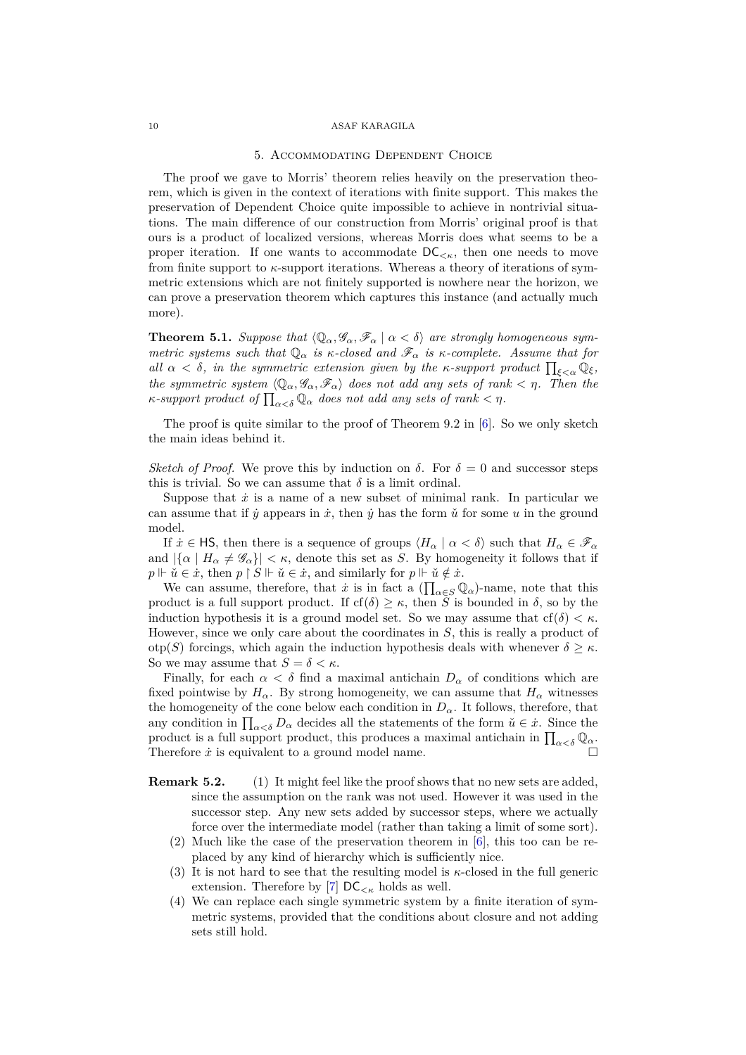## 5. Accommodating Dependent Choice

The proof we gave to Morris' theorem relies heavily on the preservation theorem, which is given in the context of iterations with finite support. This makes the preservation of Dependent Choice quite impossible to achieve in nontrivial situations. The main difference of our construction from Morris' original proof is that ours is a product of localized versions, whereas Morris does what seems to be a proper iteration. If one wants to accommodate $\mathsf{DC}_{<\kappa}$, then one needs to move from finite support to $\kappa$-support iterations. Whereas a theory of iterations of symmetric extensions which are not finitely supported is nowhere near the horizon, we can prove a preservation theorem which captures this instance (and actually much more).

**Theorem 5.1.** *Suppose that $\langle \mathbb{Q}_\alpha, \mathscr{G}_\alpha, \mathscr{F}_\alpha \mid \alpha < \delta\rangle$ are strongly homogeneous symmetric systems such that $\mathbb{Q}_\alpha$ is $\kappa$-closed and $\mathscr{F}_\alpha$ is $\kappa$-complete. Assume that for all $\alpha < \delta$, in the symmetric extension given by the $\kappa$-support product $\prod_{\xi<\alpha} \mathbb{Q}_\xi$, the symmetric system $\langle \mathbb{Q}_\alpha, \mathscr{G}_\alpha, \mathscr{F}_\alpha\rangle$ does not add any sets of rank $< \eta$. Then the $\kappa$-support product of $\prod_{\alpha<\delta} \mathbb{Q}_\alpha$ does not add any sets of rank $< \eta$.*

The proof is quite similar to the proof of Theorem 9.2 in [6]. So we only sketch the main ideas behind it.

*Sketch of Proof.* We prove this by induction on $\delta$. For $\delta = 0$ and successor steps this is trivial. So we can assume that $\delta$ is a limit ordinal.

Suppose that $\dot{x}$ is a name of a new subset of minimal rank. In particular we can assume that if $\dot{y}$ appears in $\dot{x}$, then $\dot{y}$ has the form $\check{u}$ for some $u$ in the ground model.

If $\dot{x} \in \mathsf{HS}$, then there is a sequence of groups $\langle H_\alpha \mid \alpha < \delta\rangle$ such that $H_\alpha \in \mathscr{F}_\alpha$ and $|\{\alpha \mid H_\alpha \neq \mathscr{G}_\alpha\}| < \kappa$, denote this set as $S$. By homogeneity it follows that if $p \Vdash \check{u} \in \dot{x}$, then $p \restriction S \Vdash \check{u} \in \dot{x}$, and similarly for $p \Vdash \check{u} \notin \dot{x}$.

We can assume, therefore, that $\dot{x}$ is in fact a $(\prod_{\alpha\in S} \mathbb{Q}_\alpha)$-name, note that this product is a full support product. If $\operatorname{cf}(\delta) \geq \kappa$, then $S$ is bounded in $\delta$, so by the induction hypothesis it is a ground model set. So we may assume that $\operatorname{cf}(\delta) < \kappa$. However, since we only care about the coordinates in $S$, this is really a product of $\operatorname{otp}(S)$ forcings, which again the induction hypothesis deals with whenever $\delta \geq \kappa$. So we may assume that $S = \delta < \kappa$.

Finally, for each $\alpha < \delta$ find a maximal antichain $D_\alpha$ of conditions which are fixed pointwise by $H_\alpha$. By strong homogeneity, we can assume that $H_\alpha$ witnesses the homogeneity of the cone below each condition in $D_\alpha$. It follows, therefore, that any condition in $\prod_{\alpha<\delta} D_\alpha$ decides all the statements of the form $\check{u} \in \dot{x}$. Since the product is a full support product, this produces a maximal antichain in $\prod_{\alpha<\delta} \mathbb{Q}_\alpha$. Therefore $\dot{x}$ is equivalent to a ground model name. $\square$

**Remark 5.2.**
1. It might feel like the proof shows that no new sets are added, since the assumption on the rank was not used. However it was used in the successor step. Any new sets added by successor steps, where we actually force over the intermediate model (rather than taking a limit of some sort).
2. Much like the case of the preservation theorem in [6], this too can be replaced by any kind of hierarchy which is sufficiently nice.
3. It is not hard to see that the resulting model is $\kappa$-closed in the full generic extension. Therefore by [7] $\mathsf{DC}_{<\kappa}$ holds as well.
4. We can replace each single symmetric system by a finite iteration of symmetric systems, provided that the conditions about closure and not adding sets still hold.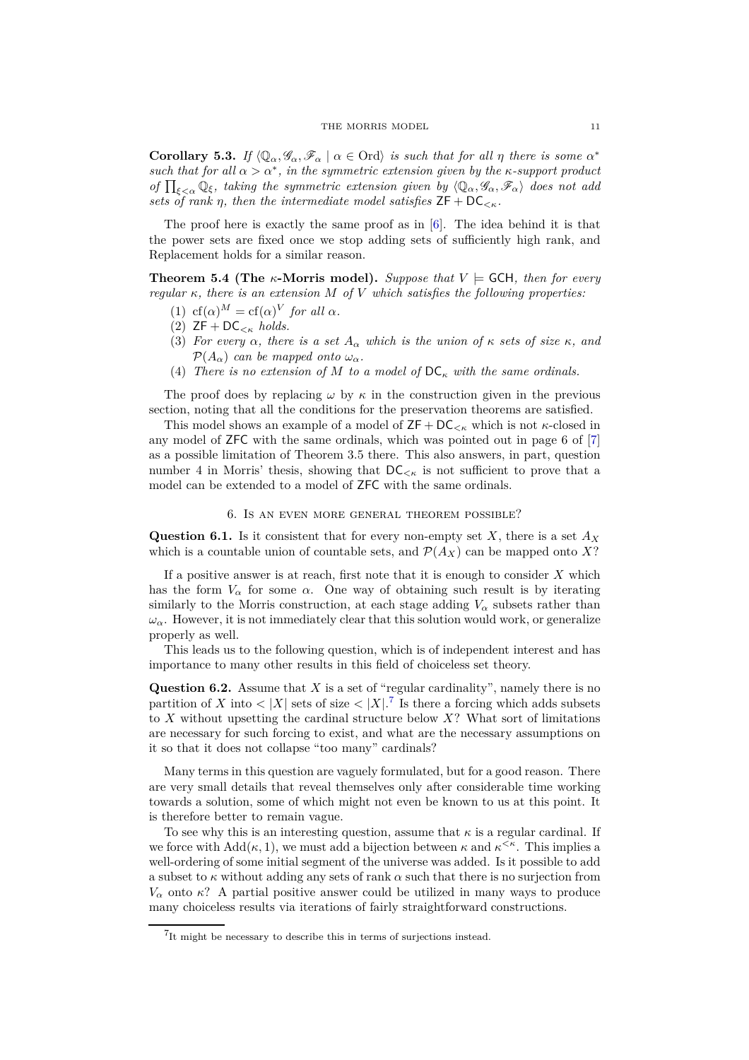**Corollary 5.3.** *If $\langle \mathbb{Q}_\alpha, \mathscr{G}_\alpha, \mathscr{F}_\alpha \mid \alpha \in \mathrm{Ord}\rangle$ is such that for all $\eta$ there is some $\alpha^*$ such that for all $\alpha > \alpha^*$, in the symmetric extension given by the $\kappa$-support product of $\prod_{\xi<\alpha} \mathbb{Q}_\xi$, taking the symmetric extension given by $\langle \mathbb{Q}_\alpha, \mathscr{G}_\alpha, \mathscr{F}_\alpha\rangle$ does not add sets of rank $\eta$, then the intermediate model satisfies $\mathsf{ZF} + \mathsf{DC}_{<\kappa}$.*

The proof here is exactly the same proof as in [6]. The idea behind it is that the power sets are fixed once we stop adding sets of sufficiently high rank, and Replacement holds for a similar reason.

**Theorem 5.4 (The $\kappa$-Morris model).** *Suppose that $V \models \mathsf{GCH}$, then for every regular $\kappa$, there is an extension $M$ of $V$ which satisfies the following properties:*

1. $\mathrm{cf}(\alpha)^M = \mathrm{cf}(\alpha)^V$ *for all* $\alpha$.
2. $\mathsf{ZF} + \mathsf{DC}_{<\kappa}$ *holds.*
3. *For every $\alpha$, there is a set $A_\alpha$ which is the union of $\kappa$ sets of size $\kappa$, and $\mathcal{P}(A_\alpha)$ can be mapped onto $\omega_\alpha$.*
4. *There is no extension of $M$ to a model of $\mathsf{DC}_\kappa$ with the same ordinals.*

The proof does by replacing $\omega$ by $\kappa$ in the construction given in the previous section, noting that all the conditions for the preservation theorems are satisfied.

This model shows an example of a model of $\mathsf{ZF} + \mathsf{DC}_{<\kappa}$ which is not $\kappa$-closed in any model of $\mathsf{ZFC}$ with the same ordinals, which was pointed out in page 6 of [7] as a possible limitation of Theorem 3.5 there. This also answers, in part, question number 4 in Morris' thesis, showing that $\mathsf{DC}_{<\kappa}$ is not sufficient to prove that a model can be extended to a model of $\mathsf{ZFC}$ with the same ordinals.

## 6. Is an even more general theorem possible?

**Question 6.1.** Is it consistent that for every non-empty set $X$, there is a set $A_X$ which is a countable union of countable sets, and $\mathcal{P}(A_X)$ can be mapped onto $X$?

If a positive answer is at reach, first note that it is enough to consider $X$ which has the form $V_\alpha$ for some $\alpha$. One way of obtaining such result is by iterating similarly to the Morris construction, at each stage adding $V_\alpha$ subsets rather than $\omega_\alpha$. However, it is not immediately clear that this solution would work, or generalize properly as well.

This leads us to the following question, which is of independent interest and has importance to many other results in this field of choiceless set theory.

**Question 6.2.** Assume that $X$ is a set of "regular cardinality", namely there is no partition of $X$ into $< |X|$ sets of size $< |X|$.[7] Is there a forcing which adds subsets to $X$ without upsetting the cardinal structure below $X$? What sort of limitations are necessary for such forcing to exist, and what are the necessary assumptions on it so that it does not collapse "too many" cardinals?

Many terms in this question are vaguely formulated, but for a good reason. There are very small details that reveal themselves only after considerable time working towards a solution, some of which might not even be known to us at this point. It is therefore better to remain vague.

To see why this is an interesting question, assume that $\kappa$ is a regular cardinal. If we force with $\mathrm{Add}(\kappa, 1)$, we must add a bijection between $\kappa$ and $\kappa^{<\kappa}$. This implies a well-ordering of some initial segment of the universe was added. Is it possible to add a subset to $\kappa$ without adding any sets of rank $\alpha$ such that there is no surjection from $V_\alpha$ onto $\kappa$? A partial positive answer could be utilized in many ways to produce many choiceless results via iterations of fairly straightforward constructions.

[7] It might be necessary to describe this in terms of surjections instead.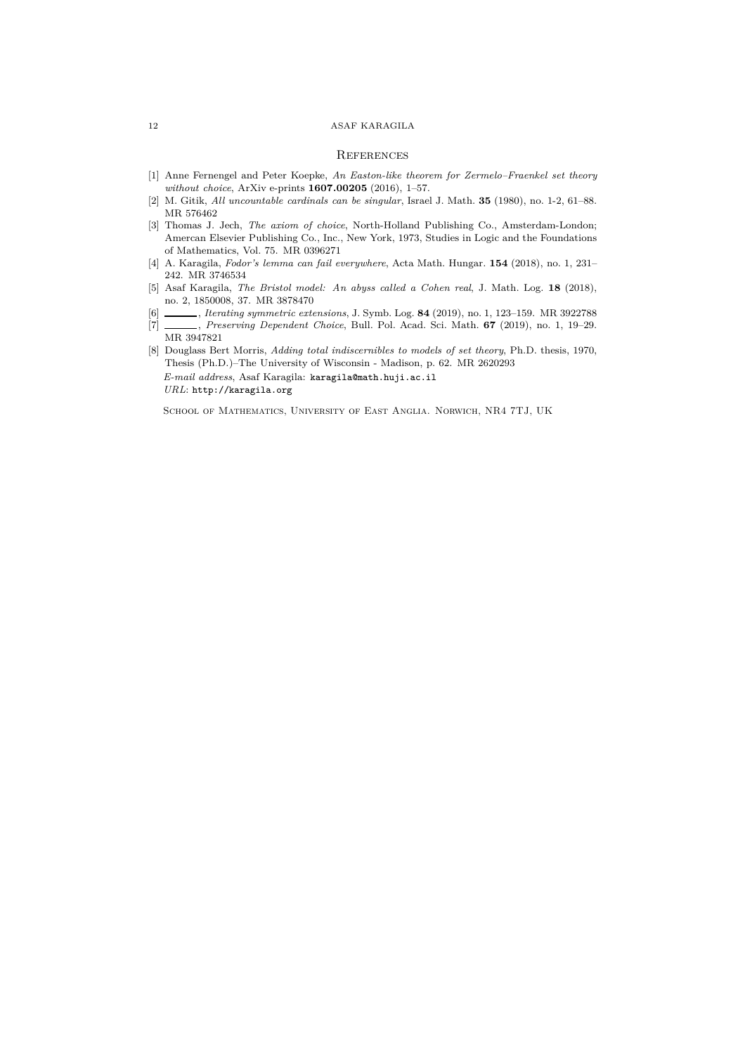## References

[1] Anne Fernengel and Peter Koepke, *An Easton-like theorem for Zermelo–Fraenkel set theory without choice*, ArXiv e-prints **1607.00205** (2016), 1–57.

[2] M. Gitik, *All uncountable cardinals can be singular*, Israel J. Math. **35** (1980), no. 1-2, 61–88. MR 576462

[3] Thomas J. Jech, *The axiom of choice*, North-Holland Publishing Co., Amsterdam-London; Amercan Elsevier Publishing Co., Inc., New York, 1973, Studies in Logic and the Foundations of Mathematics, Vol. 75. MR 0396271

[4] A. Karagila, *Fodor's lemma can fail everywhere*, Acta Math. Hungar. **154** (2018), no. 1, 231–242. MR 3746534

[5] Asaf Karagila, *The Bristol model: An abyss called a Cohen real*, J. Math. Log. **18** (2018), no. 2, 1850008, 37. MR 3878470

[6] ______, *Iterating symmetric extensions*, J. Symb. Log. **84** (2019), no. 1, 123–159. MR 3922788

[7] ______, *Preserving Dependent Choice*, Bull. Pol. Acad. Sci. Math. **67** (2019), no. 1, 19–29. MR 3947821

[8] Douglass Bert Morris, *Adding total indiscernibles to models of set theory*, Ph.D. thesis, 1970, Thesis (Ph.D.)–The University of Wisconsin - Madison, p. 62. MR 2620293

*E-mail address*, Asaf Karagila: `karagila@math.huji.ac.il`
*URL*: `http://karagila.org`

School of Mathematics, University of East Anglia. Norwich, NR4 7TJ, UK